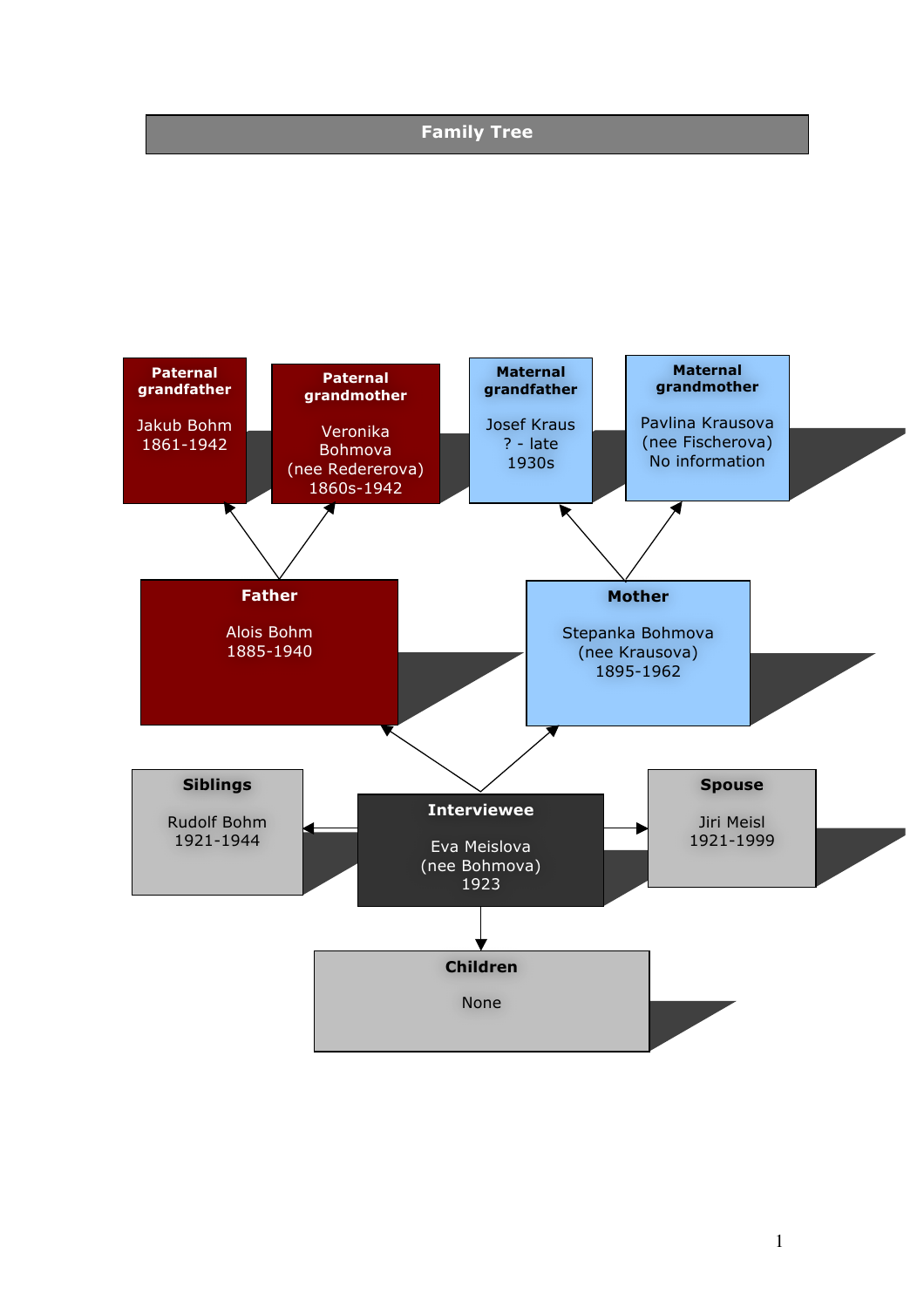# Family Tree

**Paternal grandfather**

Jakub Bohm
1861-1942

**Paternal grandmother**

Veronika Bohmova
(nee Redererova)
1860s-1942

**Maternal grandfather**

Josef Kraus
? - late 1930s

**Maternal grandmother**

Pavlina Krausova
(nee Fischerova)
No information

**Father**

Alois Bohm
1885-1940

**Mother**

Stepanka Bohmova
(nee Krausova)
1895-1962

**Siblings**

Rudolf Bohm
1921-1944

**Interviewee**

Eva Meislova
(nee Bohmova)
1923

**Spouse**

Jiri Meisl
1921-1999

**Children**

None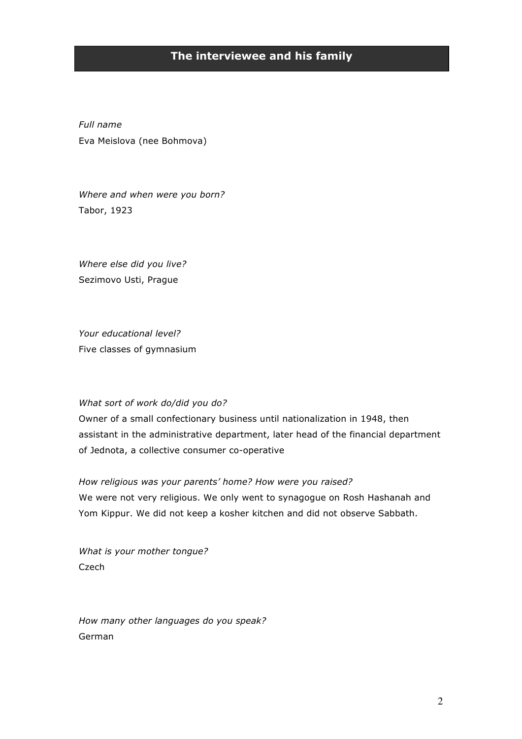## The interviewee and his family

*Full name*

Eva Meislova (nee Bohmova)

*Where and when were you born?*

Tabor, 1923

*Where else did you live?*

Sezimovo Usti, Prague

*Your educational level?*

Five classes of gymnasium

*What sort of work do/did you do?*

Owner of a small confectionary business until nationalization in 1948, then assistant in the administrative department, later head of the financial department of Jednota, a collective consumer co-operative

*How religious was your parents' home? How were you raised?*

We were not very religious. We only went to synagogue on Rosh Hashanah and Yom Kippur. We did not keep a kosher kitchen and did not observe Sabbath.

*What is your mother tongue?*

Czech

*How many other languages do you speak?*

German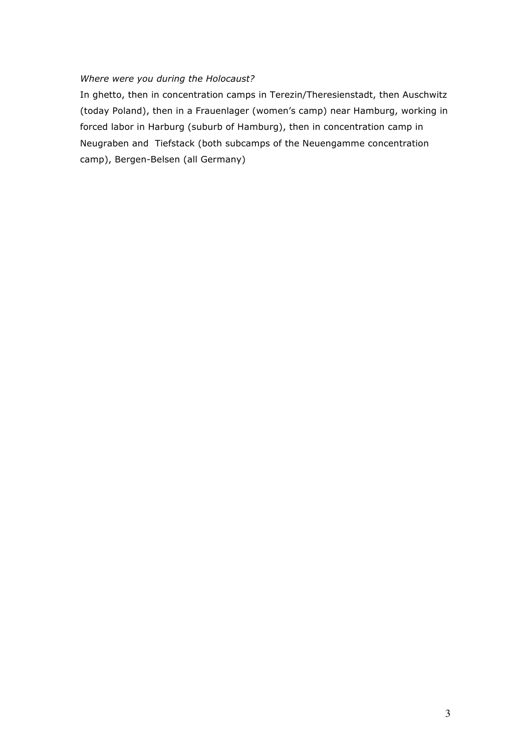*Where were you during the Holocaust?*

In ghetto, then in concentration camps in Terezin/Theresienstadt, then Auschwitz (today Poland), then in a Frauenlager (women's camp) near Hamburg, working in forced labor in Harburg (suburb of Hamburg), then in concentration camp in Neugraben and Tiefstack (both subcamps of the Neuengamme concentration camp), Bergen-Belsen (all Germany)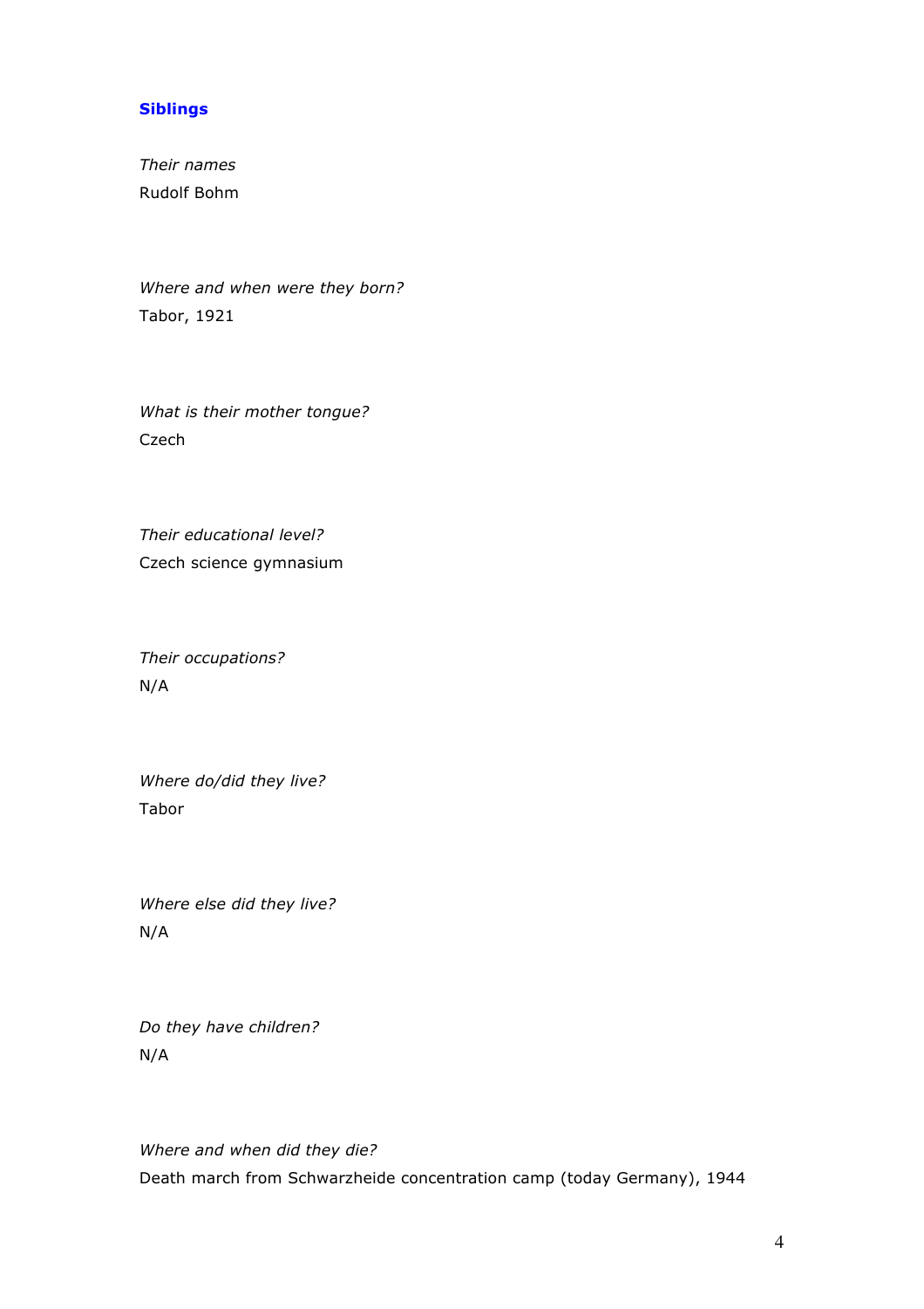## Siblings

*Their names*

Rudolf Bohm

*Where and when were they born?*

Tabor, 1921

*What is their mother tongue?*

Czech

*Their educational level?*

Czech science gymnasium

*Their occupations?*

N/A

*Where do/did they live?*

Tabor

*Where else did they live?*

N/A

*Do they have children?*

N/A

*Where and when did they die?*

Death march from Schwarzheide concentration camp (today Germany), 1944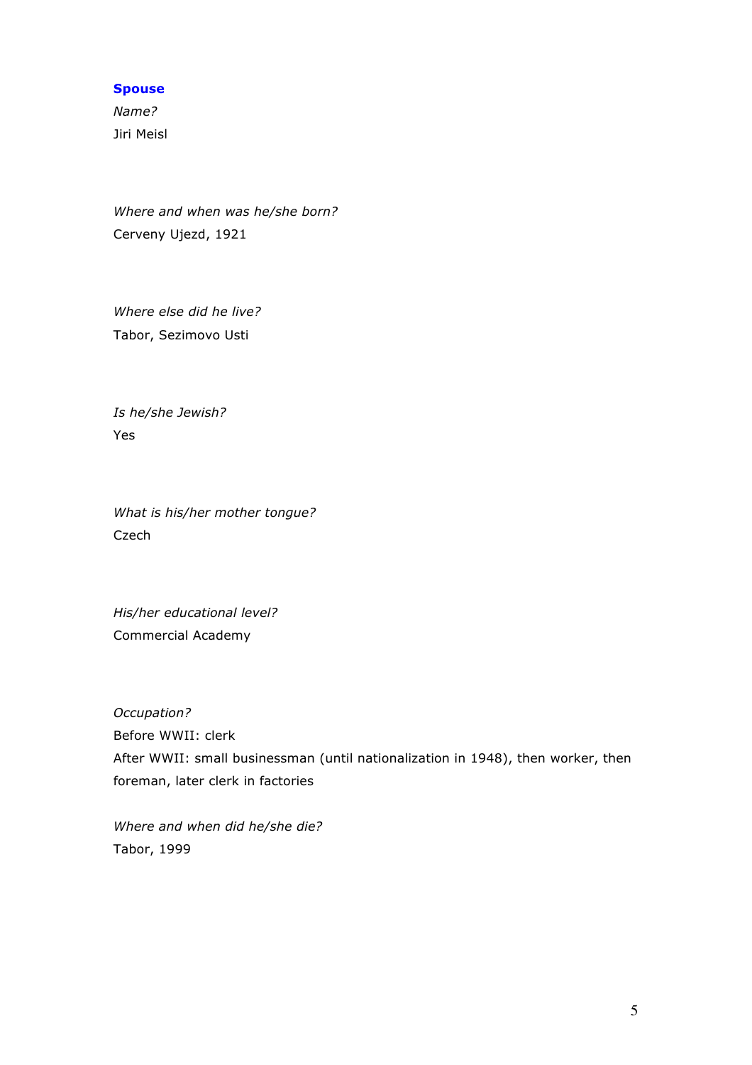**Spouse**

*Name?*

Jiri Meisl

*Where and when was he/she born?*

Cerveny Ujezd, 1921

*Where else did he live?*

Tabor, Sezimovo Usti

*Is he/she Jewish?*

Yes

*What is his/her mother tongue?*

Czech

*His/her educational level?*

Commercial Academy

*Occupation?*

Before WWII: clerk

After WWII: small businessman (until nationalization in 1948), then worker, then foreman, later clerk in factories

*Where and when did he/she die?*

Tabor, 1999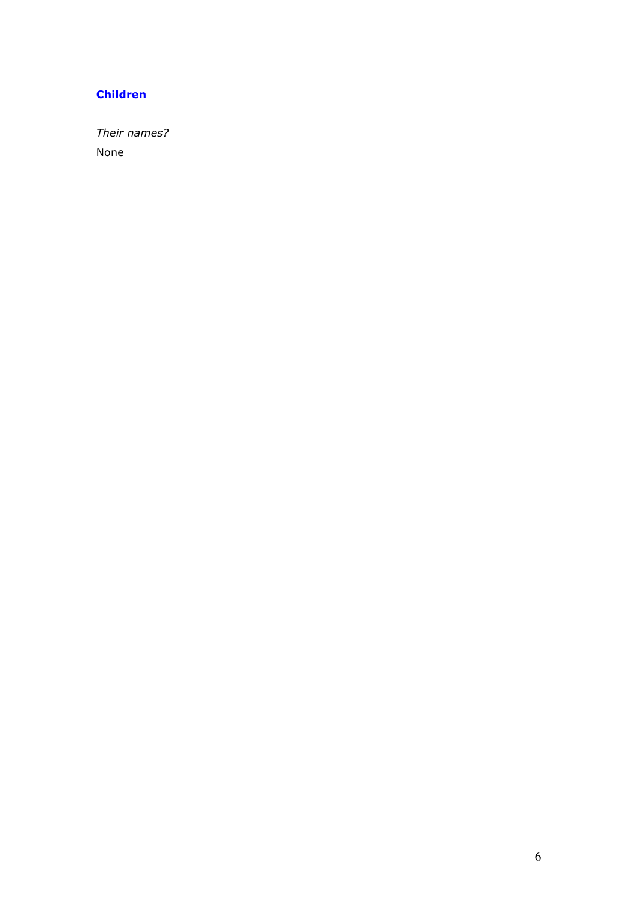## Children

*Their names?*

None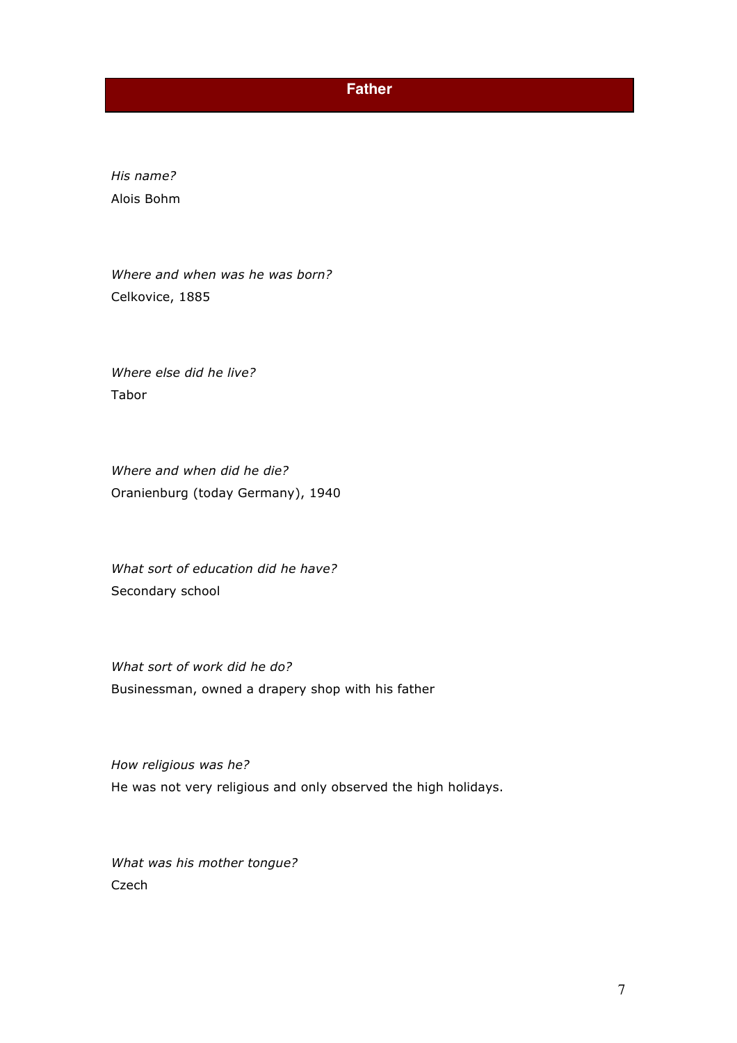## Father

*His name?*
Alois Bohm

*Where and when was he was born?*
Celkovice, 1885

*Where else did he live?*
Tabor

*Where and when did he die?*
Oranienburg (today Germany), 1940

*What sort of education did he have?*
Secondary school

*What sort of work did he do?*
Businessman, owned a drapery shop with his father

*How religious was he?*
He was not very religious and only observed the high holidays.

*What was his mother tongue?*
Czech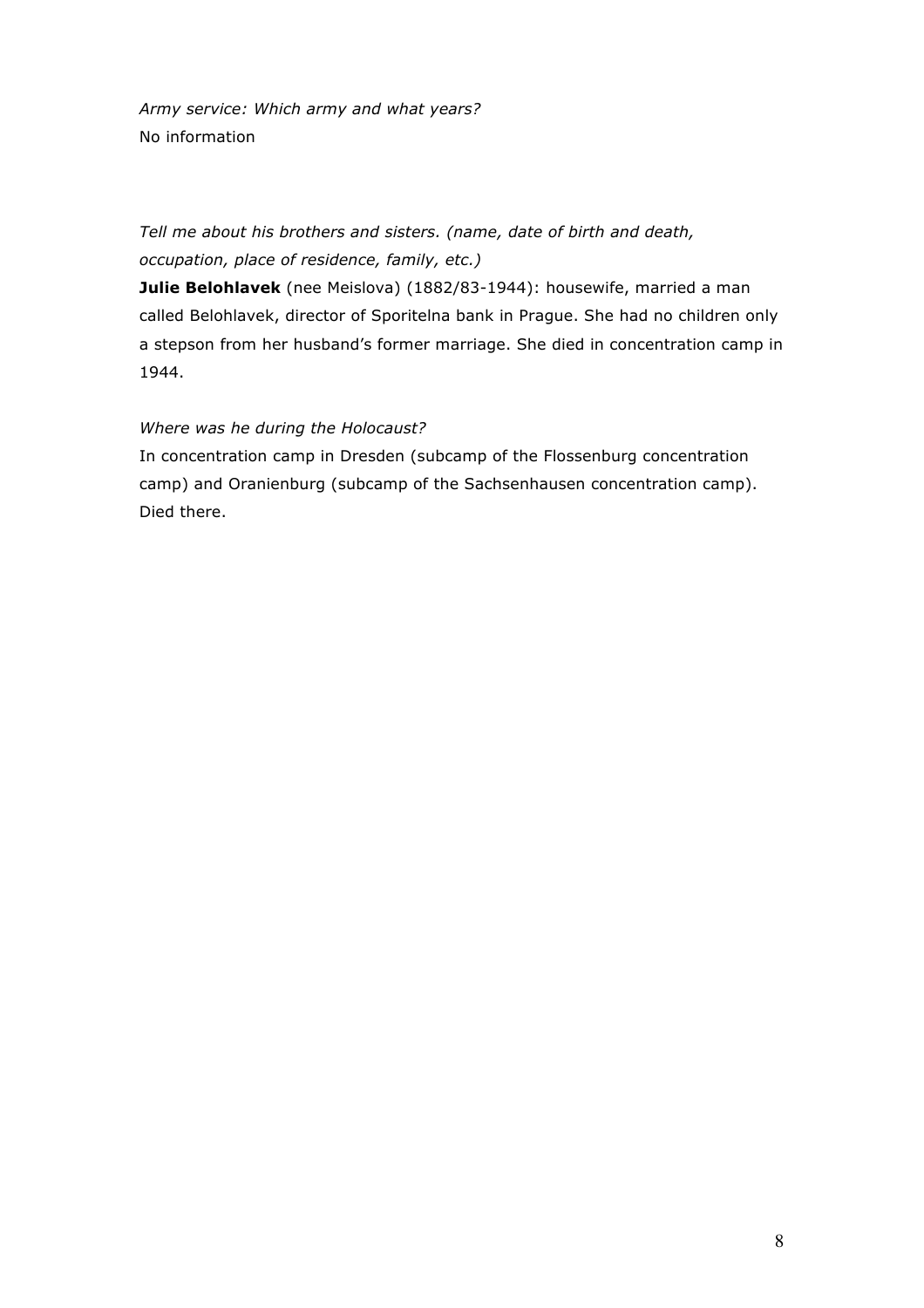*Army service: Which army and what years?*
No information

*Tell me about his brothers and sisters. (name, date of birth and death, occupation, place of residence, family, etc.)*
**Julie Belohlavek** (nee Meislova) (1882/83-1944): housewife, married a man called Belohlavek, director of Sporitelna bank in Prague. She had no children only a stepson from her husband's former marriage. She died in concentration camp in 1944.

*Where was he during the Holocaust?*
In concentration camp in Dresden (subcamp of the Flossenburg concentration camp) and Oranienburg (subcamp of the Sachsenhausen concentration camp). Died there.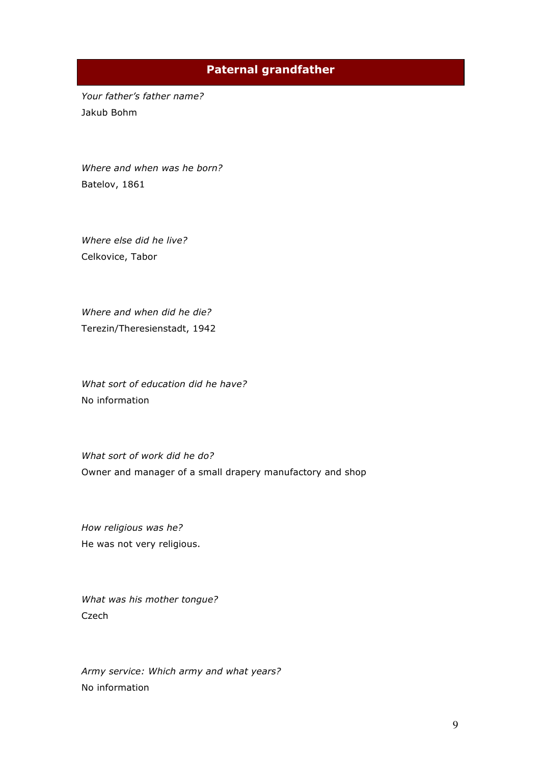## Paternal grandfather

*Your father's father name?*

Jakub Bohm

*Where and when was he born?*

Batelov, 1861

*Where else did he live?*

Celkovice, Tabor

*Where and when did he die?*

Terezin/Theresienstadt, 1942

*What sort of education did he have?*

No information

*What sort of work did he do?*

Owner and manager of a small drapery manufactory and shop

*How religious was he?*

He was not very religious.

*What was his mother tongue?*

Czech

*Army service: Which army and what years?*

No information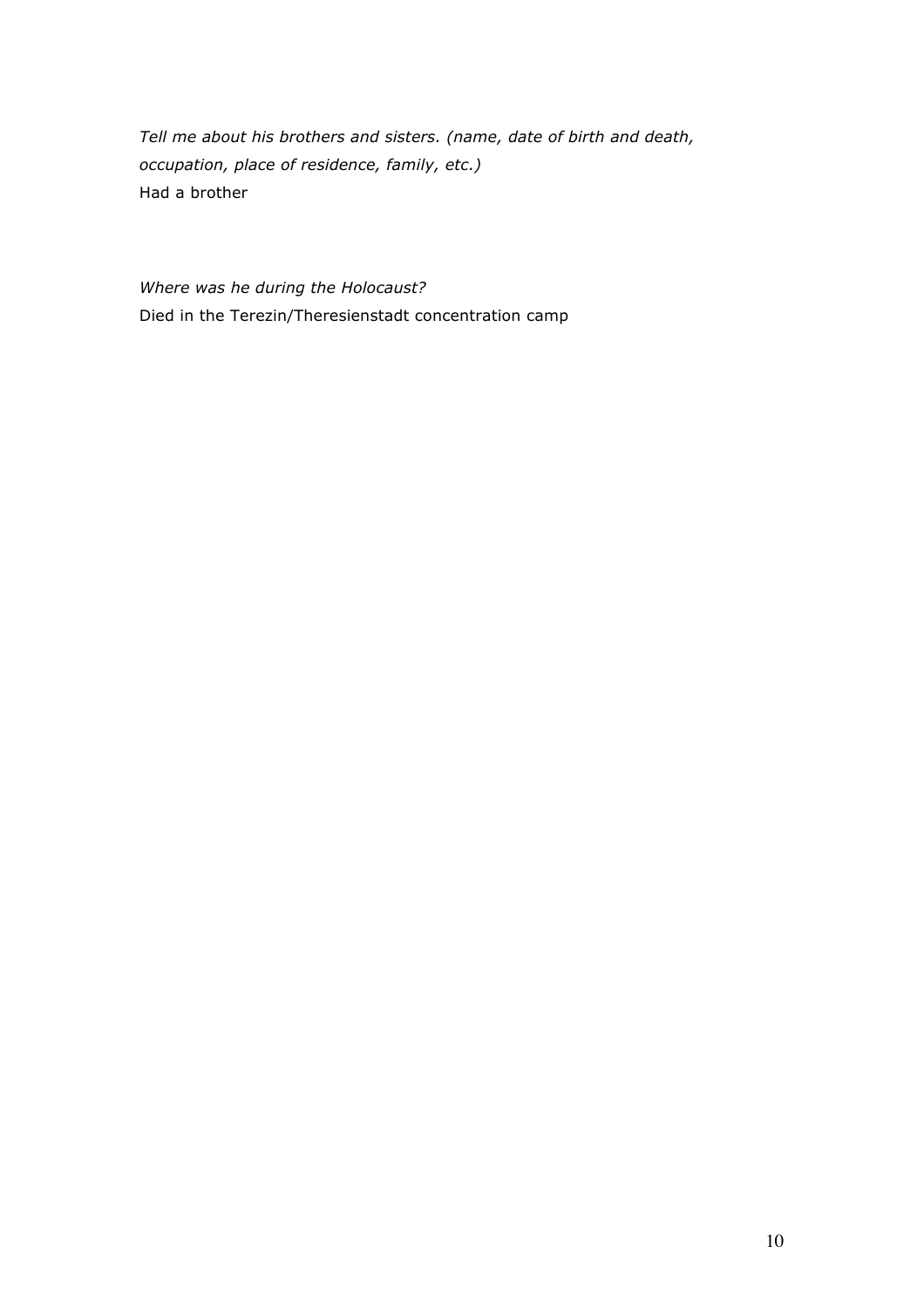*Tell me about his brothers and sisters. (name, date of birth and death, occupation, place of residence, family, etc.)*
Had a brother

*Where was he during the Holocaust?*
Died in the Terezin/Theresienstadt concentration camp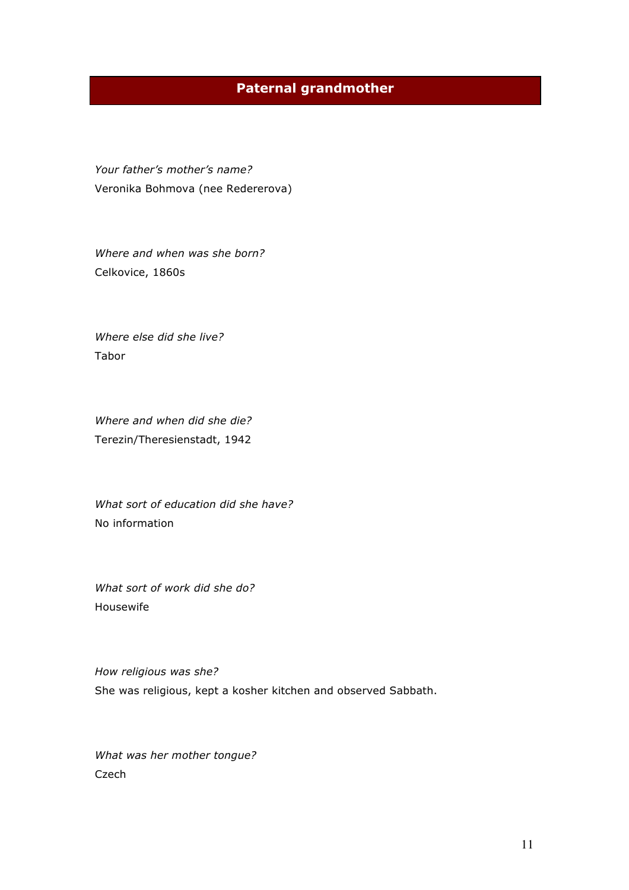## Paternal grandmother

*Your father's mother's name?*
Veronika Bohmova (nee Redererova)

*Where and when was she born?*
Celkovice, 1860s

*Where else did she live?*
Tabor

*Where and when did she die?*
Terezin/Theresienstadt, 1942

*What sort of education did she have?*
No information

*What sort of work did she do?*
Housewife

*How religious was she?*
She was religious, kept a kosher kitchen and observed Sabbath.

*What was her mother tongue?*
Czech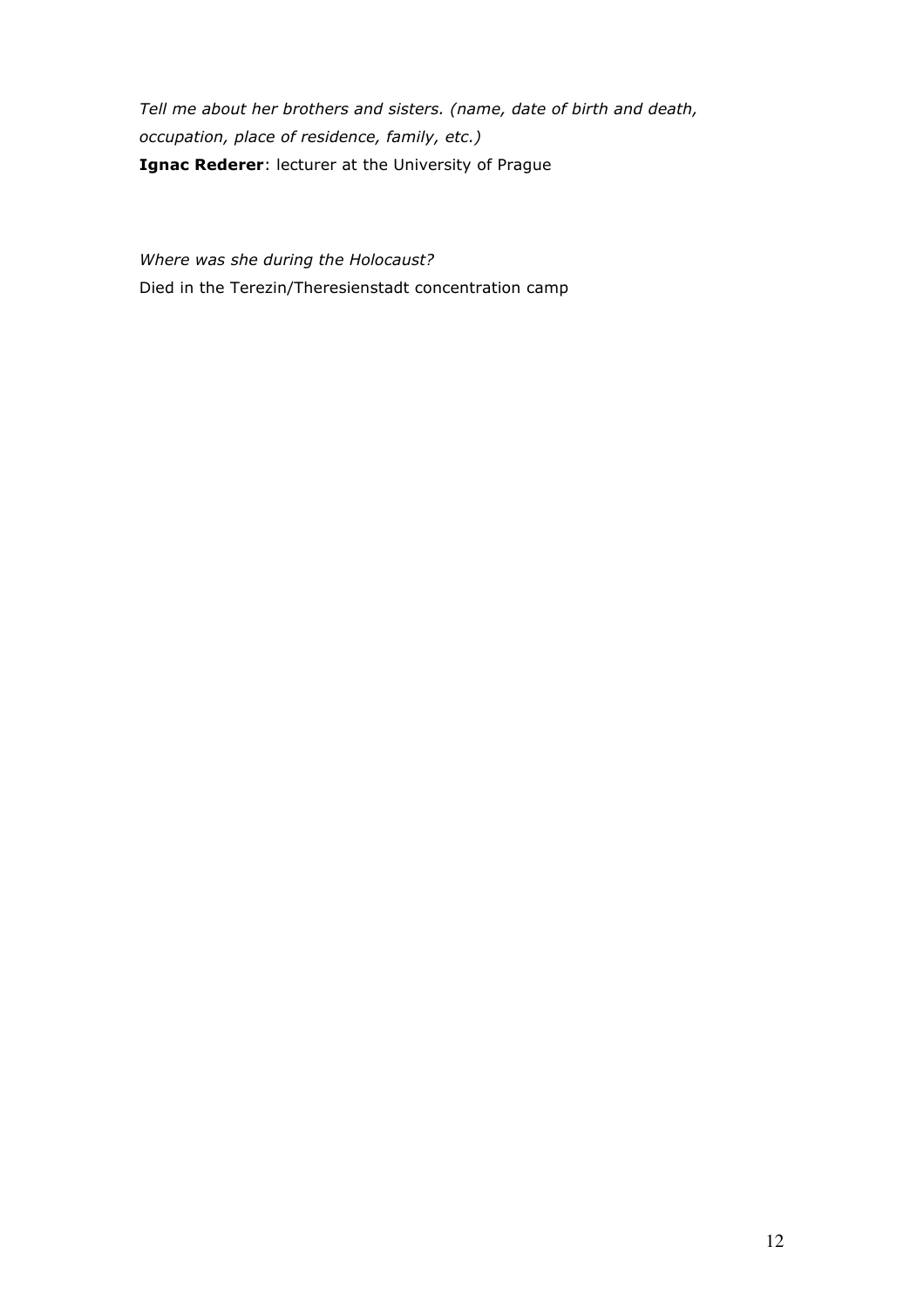*Tell me about her brothers and sisters. (name, date of birth and death, occupation, place of residence, family, etc.)*

**Ignac Rederer**: lecturer at the University of Prague

*Where was she during the Holocaust?*

Died in the Terezin/Theresienstadt concentration camp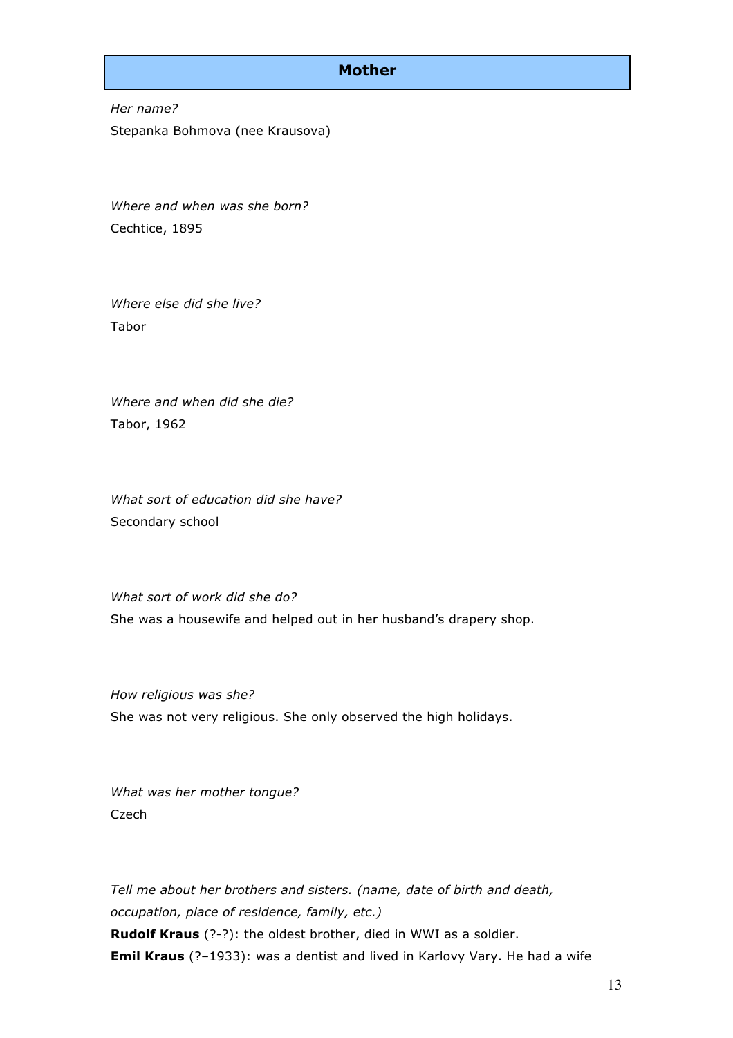## Mother

*Her name?*

Stepanka Bohmova (nee Krausova)

*Where and when was she born?*

Cechtice, 1895

*Where else did she live?*

Tabor

*Where and when did she die?*

Tabor, 1962

*What sort of education did she have?*

Secondary school

*What sort of work did she do?*

She was a housewife and helped out in her husband's drapery shop.

*How religious was she?*

She was not very religious. She only observed the high holidays.

*What was her mother tongue?*

Czech

*Tell me about her brothers and sisters. (name, date of birth and death, occupation, place of residence, family, etc.)*

**Rudolf Kraus** (?-?): the oldest brother, died in WWI as a soldier.

**Emil Kraus** (?–1933): was a dentist and lived in Karlovy Vary. He had a wife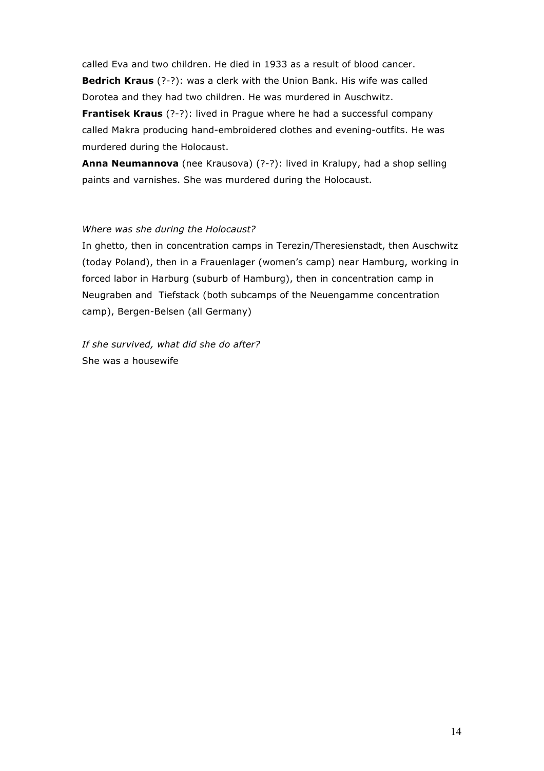called Eva and two children. He died in 1933 as a result of blood cancer.

**Bedrich Kraus** (?-?): was a clerk with the Union Bank. His wife was called Dorotea and they had two children. He was murdered in Auschwitz.

**Frantisek Kraus** (?-?): lived in Prague where he had a successful company called Makra producing hand-embroidered clothes and evening-outfits. He was murdered during the Holocaust.

**Anna Neumannova** (nee Krausova) (?-?): lived in Kralupy, had a shop selling paints and varnishes. She was murdered during the Holocaust.

*Where was she during the Holocaust?*

In ghetto, then in concentration camps in Terezin/Theresienstadt, then Auschwitz (today Poland), then in a Frauenlager (women's camp) near Hamburg, working in forced labor in Harburg (suburb of Hamburg), then in concentration camp in Neugraben and Tiefstack (both subcamps of the Neuengamme concentration camp), Bergen-Belsen (all Germany)

*If she survived, what did she do after?*

She was a housewife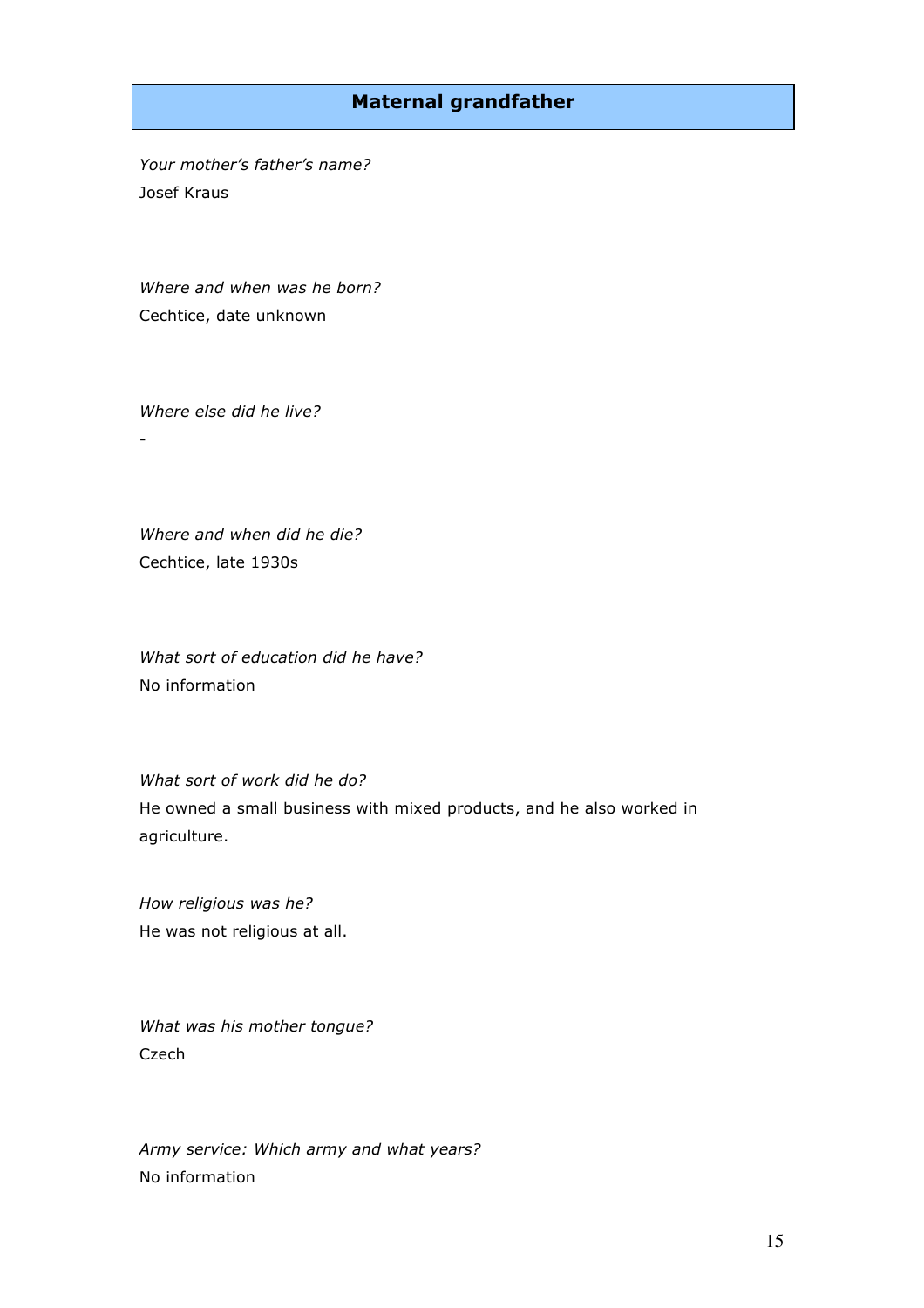## Maternal grandfather

*Your mother's father's name?*

Josef Kraus

*Where and when was he born?*

Cechtice, date unknown

*Where else did he live?*

-

*Where and when did he die?*

Cechtice, late 1930s

*What sort of education did he have?*

No information

*What sort of work did he do?*

He owned a small business with mixed products, and he also worked in agriculture.

*How religious was he?*

He was not religious at all.

*What was his mother tongue?*

Czech

*Army service: Which army and what years?*

No information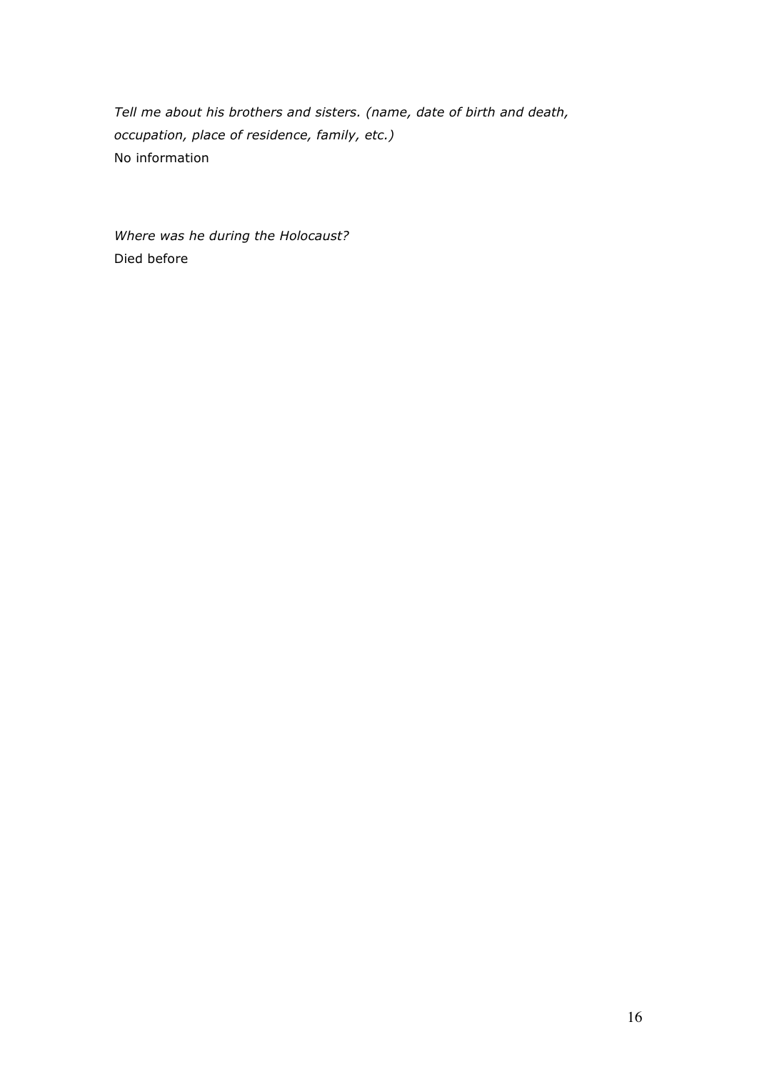*Tell me about his brothers and sisters. (name, date of birth and death, occupation, place of residence, family, etc.)*
No information

*Where was he during the Holocaust?*
Died before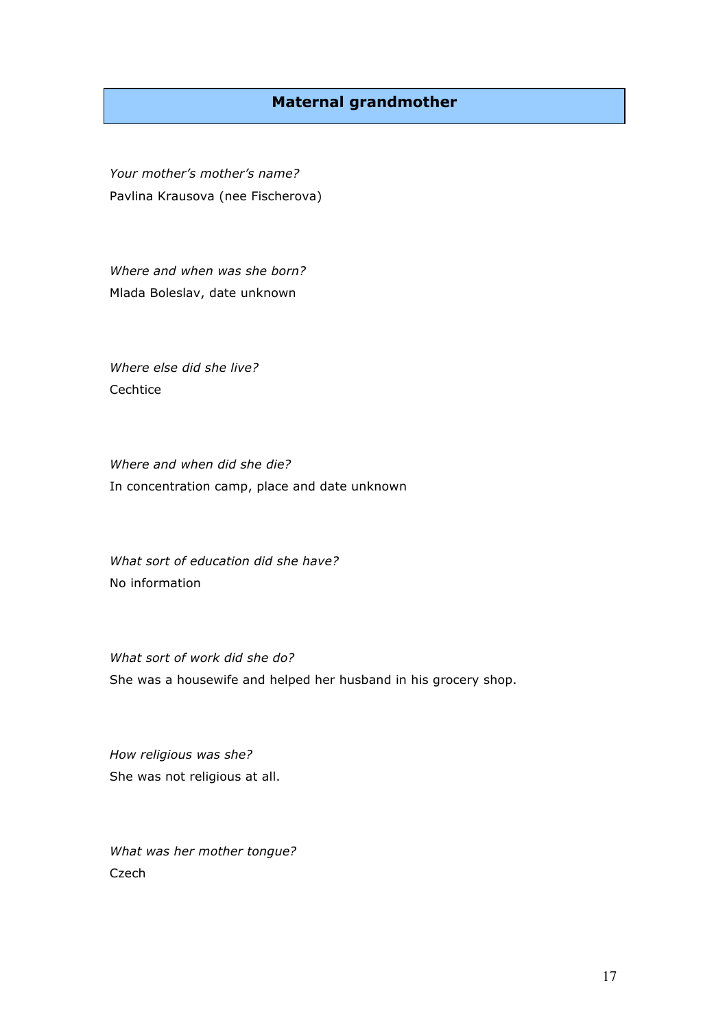## Maternal grandmother

*Your mother's mother's name?*
Pavlina Krausova (nee Fischerova)

*Where and when was she born?*
Mlada Boleslav, date unknown

*Where else did she live?*
Cechtice

*Where and when did she die?*
In concentration camp, place and date unknown

*What sort of education did she have?*
No information

*What sort of work did she do?*
She was a housewife and helped her husband in his grocery shop.

*How religious was she?*
She was not religious at all.

*What was her mother tongue?*
Czech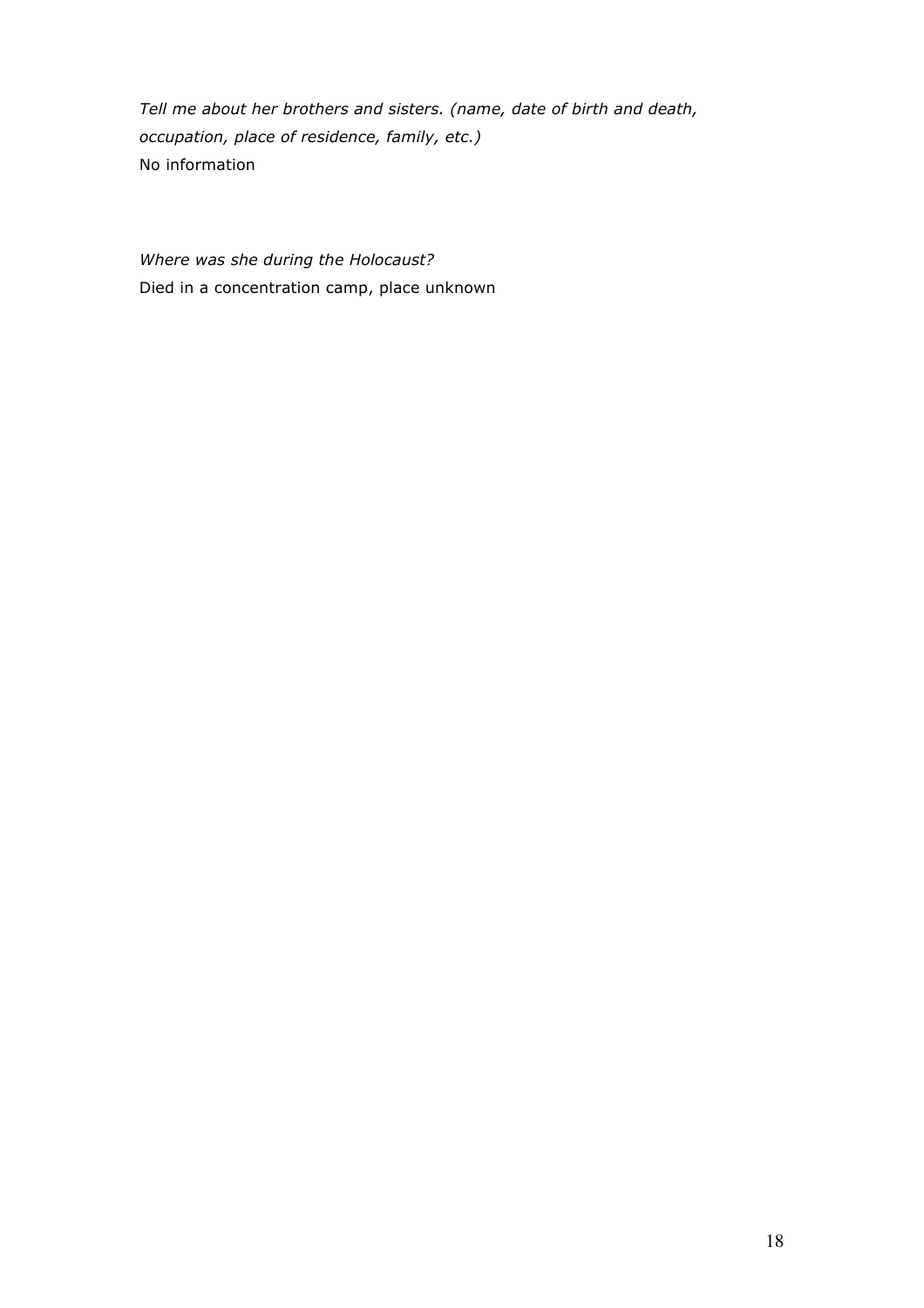*Tell me about her brothers and sisters. (name, date of birth and death, occupation, place of residence, family, etc.)*
No information

*Where was she during the Holocaust?*
Died in a concentration camp, place unknown